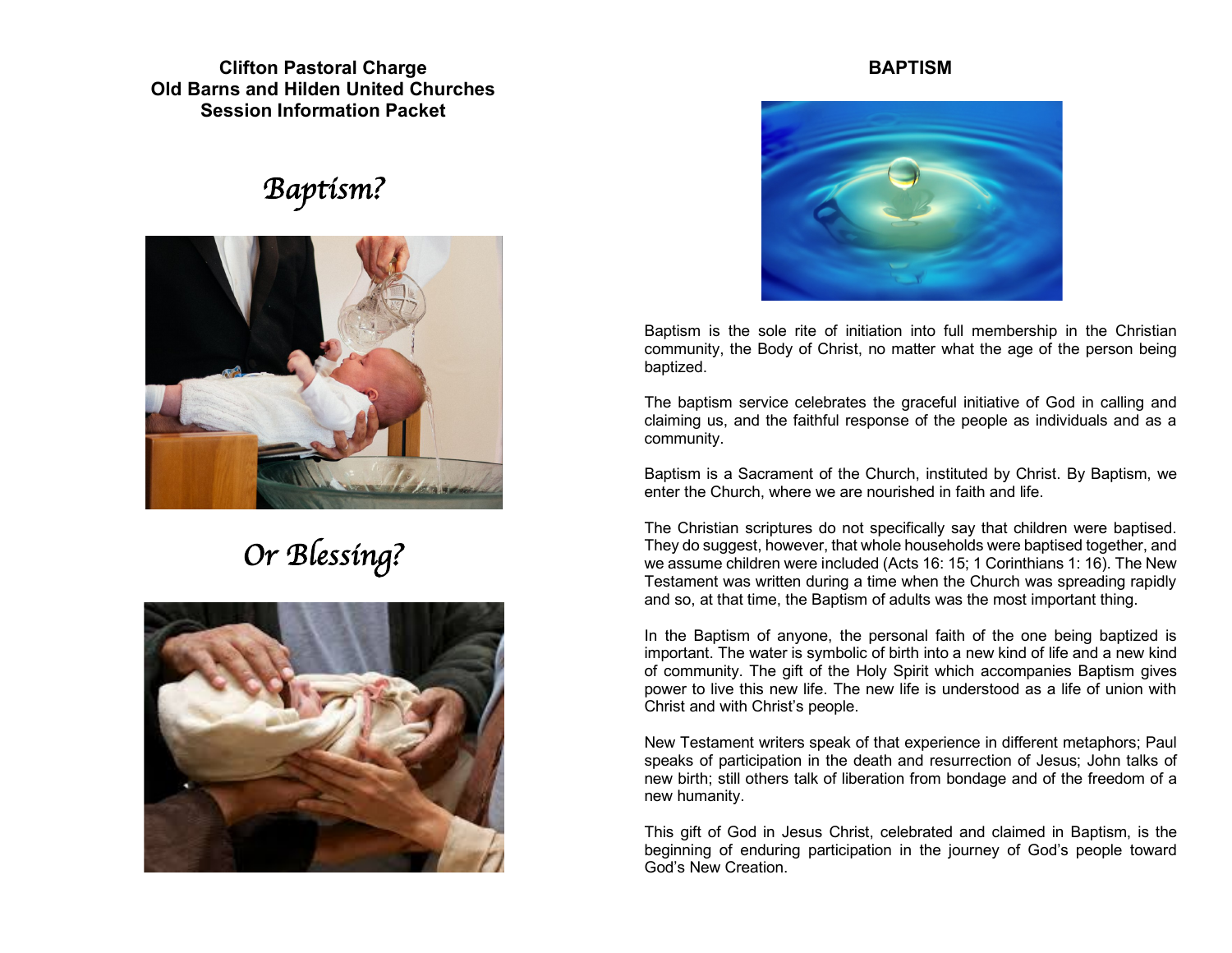**Clifton Pastoral Charge**
**Old Barns and Hilden United Churches**
**Session Information Packet**

# *Baptism?*

# *Or Blessing?*

## BAPTISM

Baptism is the sole rite of initiation into full membership in the Christian community, the Body of Christ, no matter what the age of the person being baptized.

The baptism service celebrates the graceful initiative of God in calling and claiming us, and the faithful response of the people as individuals and as a community.

Baptism is a Sacrament of the Church, instituted by Christ. By Baptism, we enter the Church, where we are nourished in faith and life.

The Christian scriptures do not specifically say that children were baptised. They do suggest, however, that whole households were baptised together, and we assume children were included (Acts 16: 15; 1 Corinthians 1: 16). The New Testament was written during a time when the Church was spreading rapidly and so, at that time, the Baptism of adults was the most important thing.

In the Baptism of anyone, the personal faith of the one being baptized is important. The water is symbolic of birth into a new kind of life and a new kind of community. The gift of the Holy Spirit which accompanies Baptism gives power to live this new life. The new life is understood as a life of union with Christ and with Christ's people.

New Testament writers speak of that experience in different metaphors; Paul speaks of participation in the death and resurrection of Jesus; John talks of new birth; still others talk of liberation from bondage and of the freedom of a new humanity.

This gift of God in Jesus Christ, celebrated and claimed in Baptism, is the beginning of enduring participation in the journey of God's people toward God's New Creation.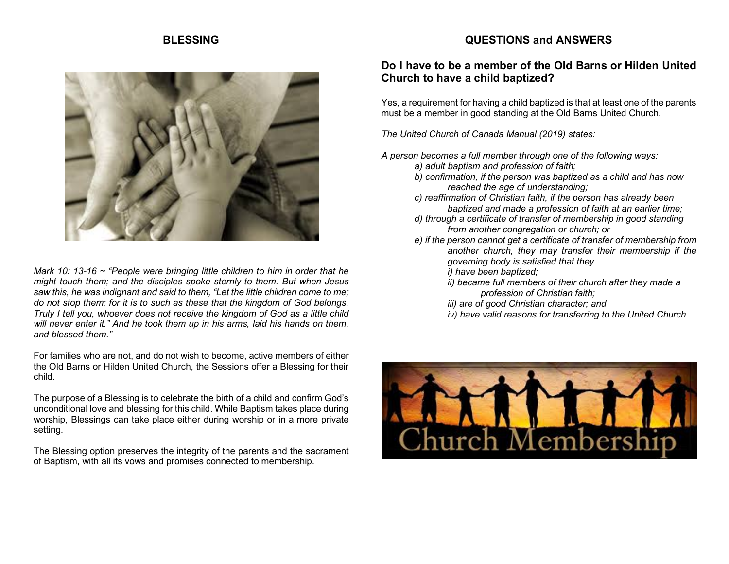## BLESSING

*Mark 10: 13-16 ~ "People were bringing little children to him in order that he might touch them; and the disciples spoke sternly to them. But when Jesus saw this, he was indignant and said to them, "Let the little children come to me; do not stop them; for it is to such as these that the kingdom of God belongs. Truly I tell you, whoever does not receive the kingdom of God as a little child will never enter it." And he took them up in his arms, laid his hands on them, and blessed them."*

For families who are not, and do not wish to become, active members of either the Old Barns or Hilden United Church, the Sessions offer a Blessing for their child.

The purpose of a Blessing is to celebrate the birth of a child and confirm God's unconditional love and blessing for this child. While Baptism takes place during worship, Blessings can take place either during worship or in a more private setting.

The Blessing option preserves the integrity of the parents and the sacrament of Baptism, with all its vows and promises connected to membership.

## QUESTIONS and ANSWERS

### Do I have to be a member of the Old Barns or Hilden United Church to have a child baptized?

Yes, a requirement for having a child baptized is that at least one of the parents must be a member in good standing at the Old Barns United Church.

*The United Church of Canada Manual (2019) states:*

*A person becomes a full member through one of the following ways:*

- *a) adult baptism and profession of faith;*
- *b) confirmation, if the person was baptized as a child and has now reached the age of understanding;*
- *c) reaffirmation of Christian faith, if the person has already been baptized and made a profession of faith at an earlier time;*
- *d) through a certificate of transfer of membership in good standing from another congregation or church; or*
- *e) if the person cannot get a certificate of transfer of membership from another church, they may transfer their membership if the governing body is satisfied that they*
  - *i) have been baptized;*
  - *ii) became full members of their church after they made a profession of Christian faith;*
  - *iii) are of good Christian character; and*
  - *iv) have valid reasons for transferring to the United Church.*

Church Membership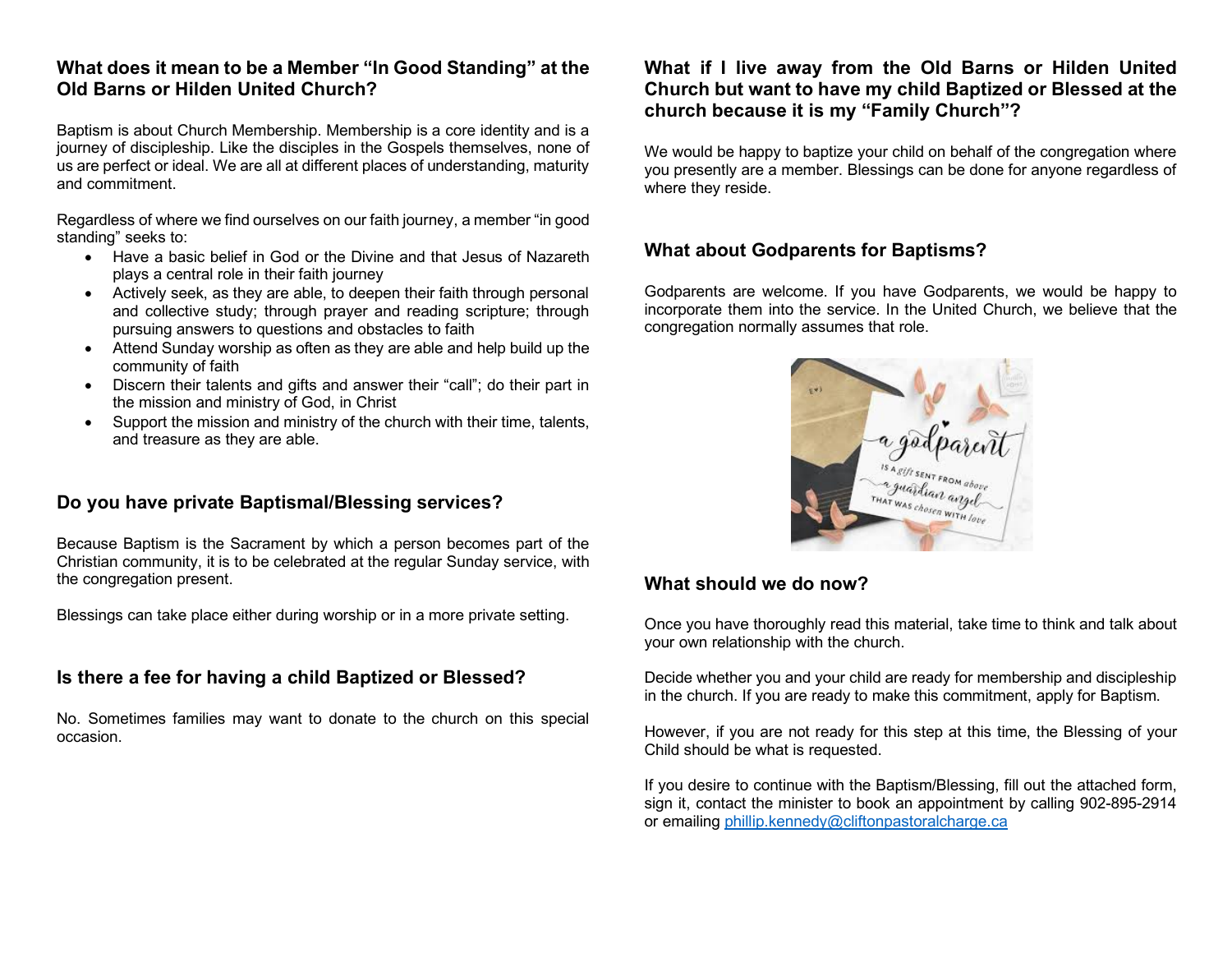## What does it mean to be a Member "In Good Standing" at the Old Barns or Hilden United Church?

Baptism is about Church Membership. Membership is a core identity and is a journey of discipleship. Like the disciples in the Gospels themselves, none of us are perfect or ideal. We are all at different places of understanding, maturity and commitment.

Regardless of where we find ourselves on our faith journey, a member "in good standing" seeks to:

- Have a basic belief in God or the Divine and that Jesus of Nazareth plays a central role in their faith journey
- Actively seek, as they are able, to deepen their faith through personal and collective study; through prayer and reading scripture; through pursuing answers to questions and obstacles to faith
- Attend Sunday worship as often as they are able and help build up the community of faith
- Discern their talents and gifts and answer their "call"; do their part in the mission and ministry of God, in Christ
- Support the mission and ministry of the church with their time, talents, and treasure as they are able.

## Do you have private Baptismal/Blessing services?

Because Baptism is the Sacrament by which a person becomes part of the Christian community, it is to be celebrated at the regular Sunday service, with the congregation present.

Blessings can take place either during worship or in a more private setting.

## Is there a fee for having a child Baptized or Blessed?

No. Sometimes families may want to donate to the church on this special occasion.

## What if I live away from the Old Barns or Hilden United Church but want to have my child Baptized or Blessed at the church because it is my "Family Church"?

We would be happy to baptize your child on behalf of the congregation where you presently are a member. Blessings can be done for anyone regardless of where they reside.

## What about Godparents for Baptisms?

Godparents are welcome. If you have Godparents, we would be happy to incorporate them into the service. In the United Church, we believe that the congregation normally assumes that role.

## What should we do now?

Once you have thoroughly read this material, take time to think and talk about your own relationship with the church.

Decide whether you and your child are ready for membership and discipleship in the church. If you are ready to make this commitment, apply for Baptism.

However, if you are not ready for this step at this time, the Blessing of your Child should be what is requested.

If you desire to continue with the Baptism/Blessing, fill out the attached form, sign it, contact the minister to book an appointment by calling 902-895-2914 or emailing phillip.kennedy@cliftonpastoralcharge.ca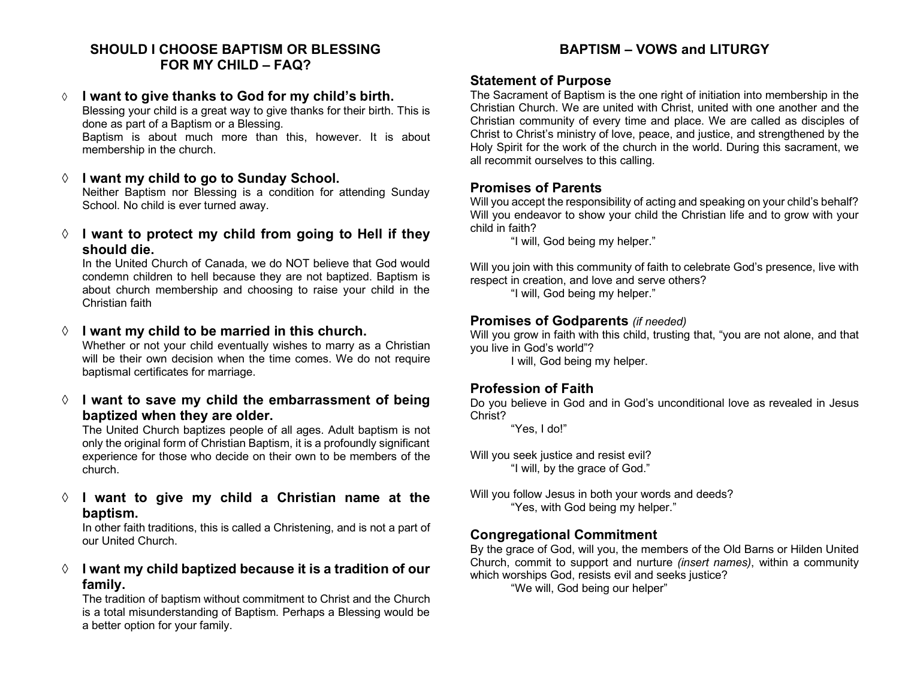## SHOULD I CHOOSE BAPTISM OR BLESSING FOR MY CHILD – FAQ?

◊ **I want to give thanks to God for my child's birth.**
Blessing your child is a great way to give thanks for their birth. This is done as part of a Baptism or a Blessing.
Baptism is about much more than this, however. It is about membership in the church.

◊ **I want my child to go to Sunday School.**
Neither Baptism nor Blessing is a condition for attending Sunday School. No child is ever turned away.

◊ **I want to protect my child from going to Hell if they should die.**
In the United Church of Canada, we do NOT believe that God would condemn children to hell because they are not baptized. Baptism is about church membership and choosing to raise your child in the Christian faith

◊ **I want my child to be married in this church.**
Whether or not your child eventually wishes to marry as a Christian will be their own decision when the time comes. We do not require baptismal certificates for marriage.

◊ **I want to save my child the embarrassment of being baptized when they are older.**
The United Church baptizes people of all ages. Adult baptism is not only the original form of Christian Baptism, it is a profoundly significant experience for those who decide on their own to be members of the church.

◊ **I want to give my child a Christian name at the baptism.**
In other faith traditions, this is called a Christening, and is not a part of our United Church.

◊ **I want my child baptized because it is a tradition of our family.**
The tradition of baptism without commitment to Christ and the Church is a total misunderstanding of Baptism. Perhaps a Blessing would be a better option for your family.

## BAPTISM – VOWS and LITURGY

### Statement of Purpose

The Sacrament of Baptism is the one right of initiation into membership in the Christian Church. We are united with Christ, united with one another and the Christian community of every time and place. We are called as disciples of Christ to Christ's ministry of love, peace, and justice, and strengthened by the Holy Spirit for the work of the church in the world. During this sacrament, we all recommit ourselves to this calling.

### Promises of Parents

Will you accept the responsibility of acting and speaking on your child's behalf? Will you endeavor to show your child the Christian life and to grow with your child in faith?

"I will, God being my helper."

Will you join with this community of faith to celebrate God's presence, live with respect in creation, and love and serve others?

"I will, God being my helper."

### Promises of Godparents *(if needed)*

Will you grow in faith with this child, trusting that, "you are not alone, and that you live in God's world"?

I will, God being my helper.

### Profession of Faith

Do you believe in God and in God's unconditional love as revealed in Jesus Christ?

"Yes, I do!"

Will you seek justice and resist evil?

"I will, by the grace of God."

Will you follow Jesus in both your words and deeds?

"Yes, with God being my helper."

### Congregational Commitment

By the grace of God, will you, the members of the Old Barns or Hilden United Church, commit to support and nurture *(insert names)*, within a community which worships God, resists evil and seeks justice?

"We will, God being our helper"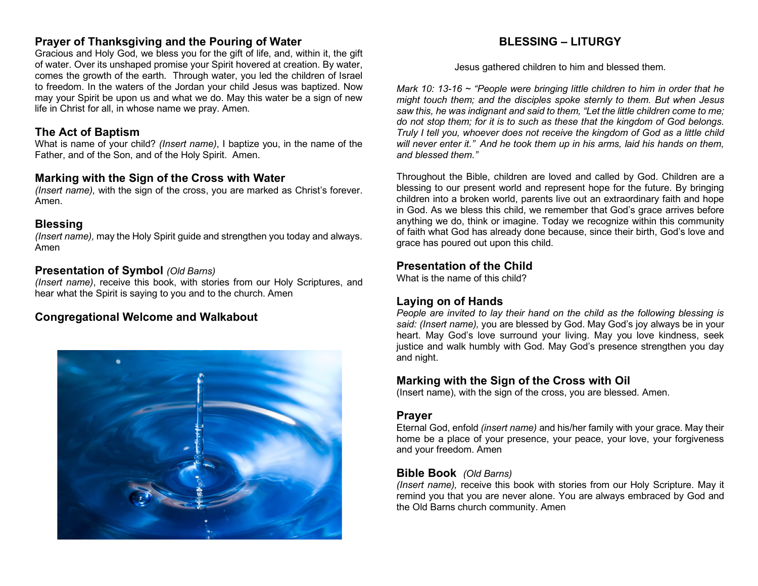## Prayer of Thanksgiving and the Pouring of Water

Gracious and Holy God, we bless you for the gift of life, and, within it, the gift of water. Over its unshaped promise your Spirit hovered at creation. By water, comes the growth of the earth. Through water, you led the children of Israel to freedom. In the waters of the Jordan your child Jesus was baptized. Now may your Spirit be upon us and what we do. May this water be a sign of new life in Christ for all, in whose name we pray. Amen.

## The Act of Baptism

What is name of your child? *(Insert name)*, I baptize you, in the name of the Father, and of the Son, and of the Holy Spirit. Amen.

## Marking with the Sign of the Cross with Water

*(Insert name)*, with the sign of the cross, you are marked as Christ's forever. Amen.

## Blessing

*(Insert name),* may the Holy Spirit guide and strengthen you today and always. Amen

## Presentation of Symbol *(Old Barns)*

*(Insert name)*, receive this book, with stories from our Holy Scriptures, and hear what the Spirit is saying to you and to the church. Amen

## Congregational Welcome and Walkabout

# BLESSING – LITURGY

Jesus gathered children to him and blessed them.

*Mark 10: 13-16 ~ "People were bringing little children to him in order that he might touch them; and the disciples spoke sternly to them. But when Jesus saw this, he was indignant and said to them, "Let the little children come to me; do not stop them; for it is to such as these that the kingdom of God belongs. Truly I tell you, whoever does not receive the kingdom of God as a little child will never enter it." And he took them up in his arms, laid his hands on them, and blessed them."*

Throughout the Bible, children are loved and called by God. Children are a blessing to our present world and represent hope for the future. By bringing children into a broken world, parents live out an extraordinary faith and hope in God. As we bless this child, we remember that God's grace arrives before anything we do, think or imagine. Today we recognize within this community of faith what God has already done because, since their birth, God's love and grace has poured out upon this child.

## Presentation of the Child

What is the name of this child?

## Laying on of Hands

*People are invited to lay their hand on the child as the following blessing is said: (Insert name),* you are blessed by God. May God's joy always be in your heart. May God's love surround your living. May you love kindness, seek justice and walk humbly with God. May God's presence strengthen you day and night.

## Marking with the Sign of the Cross with Oil

(Insert name), with the sign of the cross, you are blessed. Amen.

## Prayer

Eternal God, enfold *(insert name)* and his/her family with your grace. May their home be a place of your presence, your peace, your love, your forgiveness and your freedom. Amen

## Bible Book *(Old Barns)*

*(Insert name),* receive this book with stories from our Holy Scripture. May it remind you that you are never alone. You are always embraced by God and the Old Barns church community. Amen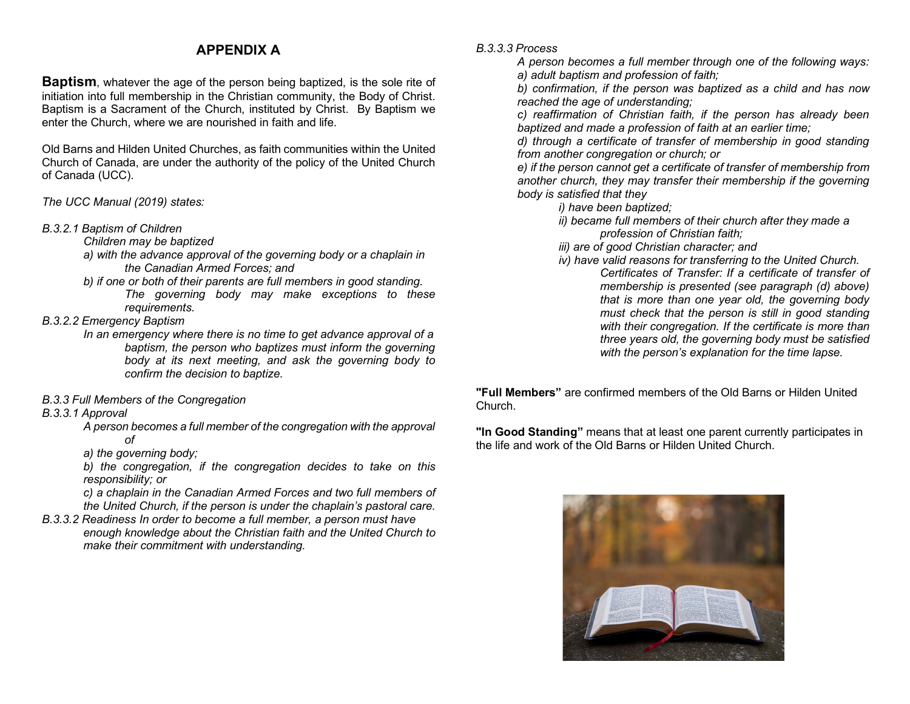# APPENDIX A

**Baptism**, whatever the age of the person being baptized, is the sole rite of initiation into full membership in the Christian community, the Body of Christ. Baptism is a Sacrament of the Church, instituted by Christ. By Baptism we enter the Church, where we are nourished in faith and life.

Old Barns and Hilden United Churches, as faith communities within the United Church of Canada, are under the authority of the policy of the United Church of Canada (UCC).

*The UCC Manual (2019) states:*

*B.3.2.1 Baptism of Children*

*Children may be baptized*

*a) with the advance approval of the governing body or a chaplain in the Canadian Armed Forces; and*

*b) if one or both of their parents are full members in good standing. The governing body may make exceptions to these requirements.*

*B.3.2.2 Emergency Baptism*

*In an emergency where there is no time to get advance approval of a baptism, the person who baptizes must inform the governing body at its next meeting, and ask the governing body to confirm the decision to baptize.*

*B.3.3 Full Members of the Congregation*

*B.3.3.1 Approval*

*A person becomes a full member of the congregation with the approval of*

*a) the governing body;*

*b) the congregation, if the congregation decides to take on this responsibility; or*

*c) a chaplain in the Canadian Armed Forces and two full members of the United Church, if the person is under the chaplain's pastoral care.*

*B.3.3.2 Readiness In order to become a full member, a person must have enough knowledge about the Christian faith and the United Church to make their commitment with understanding.*

*B.3.3.3 Process*

*A person becomes a full member through one of the following ways:*

*a) adult baptism and profession of faith;*

*b) confirmation, if the person was baptized as a child and has now reached the age of understanding;*

*c) reaffirmation of Christian faith, if the person has already been baptized and made a profession of faith at an earlier time;*

*d) through a certificate of transfer of membership in good standing from another congregation or church; or*

*e) if the person cannot get a certificate of transfer of membership from another church, they may transfer their membership if the governing body is satisfied that they*

*i) have been baptized;*

*ii) became full members of their church after they made a profession of Christian faith;*

*iii) are of good Christian character; and*

*iv) have valid reasons for transferring to the United Church.*

*Certificates of Transfer: If a certificate of transfer of membership is presented (see paragraph (d) above) that is more than one year old, the governing body must check that the person is still in good standing with their congregation. If the certificate is more than three years old, the governing body must be satisfied with the person's explanation for the time lapse.*

**"Full Members"** are confirmed members of the Old Barns or Hilden United Church.

**"In Good Standing"** means that at least one parent currently participates in the life and work of the Old Barns or Hilden United Church.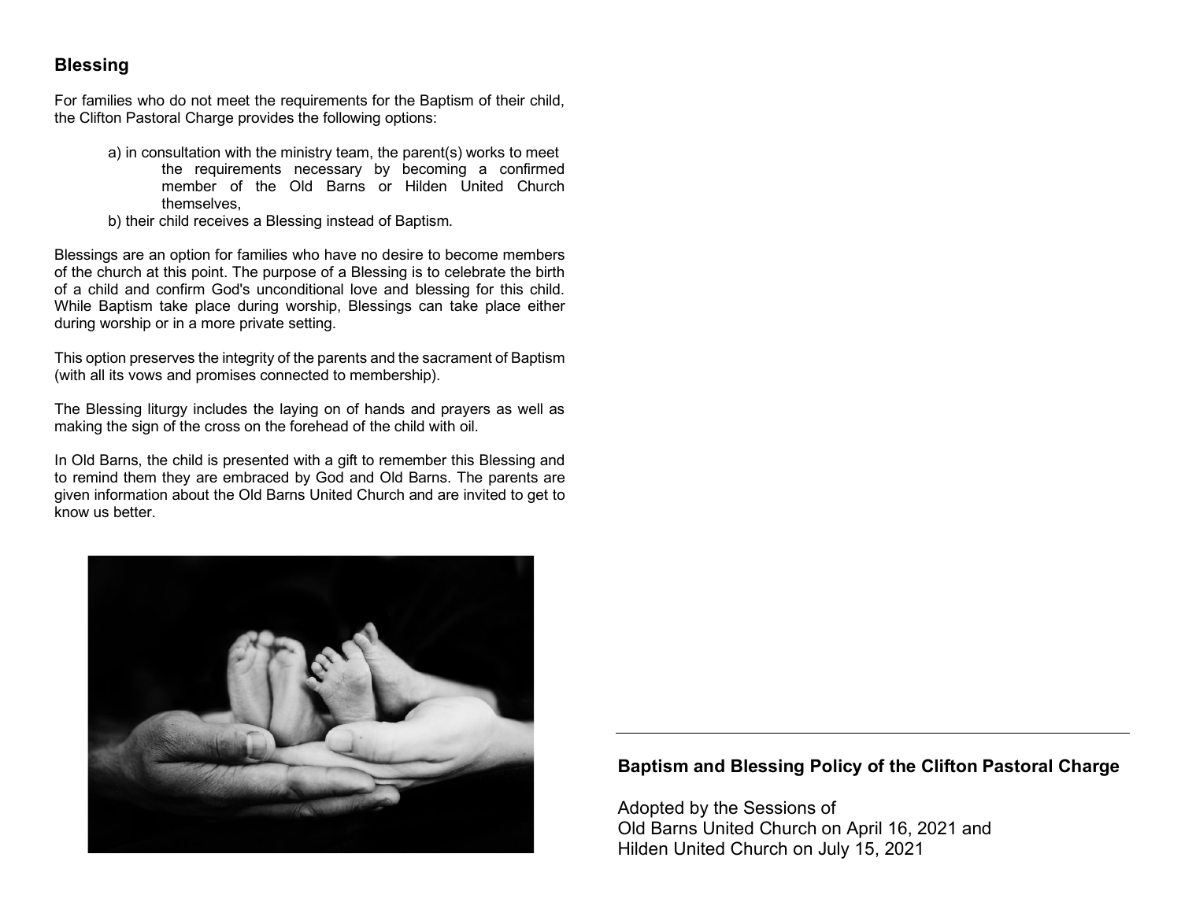## Blessing

For families who do not meet the requirements for the Baptism of their child, the Clifton Pastoral Charge provides the following options:

a) in consultation with the ministry team, the parent(s) works to meet the requirements necessary by becoming a confirmed member of the Old Barns or Hilden United Church themselves,

b) their child receives a Blessing instead of Baptism.

Blessings are an option for families who have no desire to become members of the church at this point. The purpose of a Blessing is to celebrate the birth of a child and confirm God's unconditional love and blessing for this child. While Baptism take place during worship, Blessings can take place either during worship or in a more private setting.

This option preserves the integrity of the parents and the sacrament of Baptism (with all its vows and promises connected to membership).

The Blessing liturgy includes the laying on of hands and prayers as well as making the sign of the cross on the forehead of the child with oil.

In Old Barns, the child is presented with a gift to remember this Blessing and to remind them they are embraced by God and Old Barns. The parents are given information about the Old Barns United Church and are invited to get to know us better.

---

**Baptism and Blessing Policy of the Clifton Pastoral Charge**

Adopted by the Sessions of
Old Barns United Church on April 16, 2021 and
Hilden United Church on July 15, 2021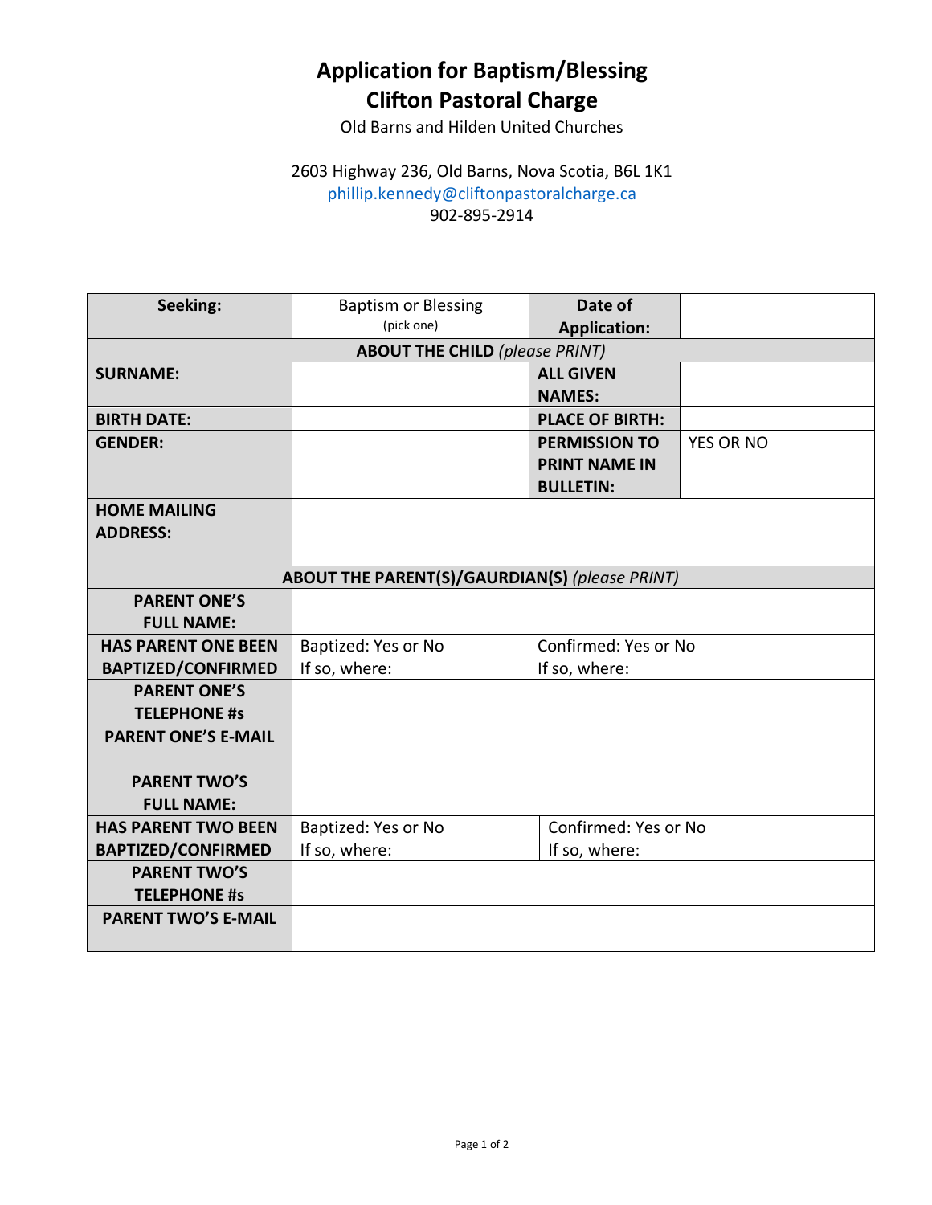# Application for Baptism/Blessing
# Clifton Pastoral Charge

Old Barns and Hilden United Churches

2603 Highway 236, Old Barns, Nova Scotia, B6L 1K1
phillip.kennedy@cliftonpastoralcharge.ca
902-895-2914

| **Seeking:** | Baptism or Blessing (pick one) | **Date of Application:** | |
|---|---|---|---|
| **ABOUT THE CHILD** *(please PRINT)* | | | |
| **SURNAME:** | | **ALL GIVEN NAMES:** | |
| **BIRTH DATE:** | | **PLACE OF BIRTH:** | |
| **GENDER:** | | **PERMISSION TO PRINT NAME IN BULLETIN:** | YES OR NO |
| **HOME MAILING ADDRESS:** | | | |
| **ABOUT THE PARENT(S)/GAURDIAN(S)** *(please PRINT)* | | | |
| **PARENT ONE'S FULL NAME:** | | | |
| **HAS PARENT ONE BEEN BAPTIZED/CONFIRMED** | Baptized: Yes or No<br>If so, where: | Confirmed: Yes or No<br>If so, where: | |
| **PARENT ONE'S TELEPHONE #s** | | | |
| **PARENT ONE'S E-MAIL** | | | |
| **PARENT TWO'S FULL NAME:** | | | |
| **HAS PARENT TWO BEEN BAPTIZED/CONFIRMED** | Baptized: Yes or No<br>If so, where: | Confirmed: Yes or No<br>If so, where: | |
| **PARENT TWO'S TELEPHONE #s** | | | |
| **PARENT TWO'S E-MAIL** | | | |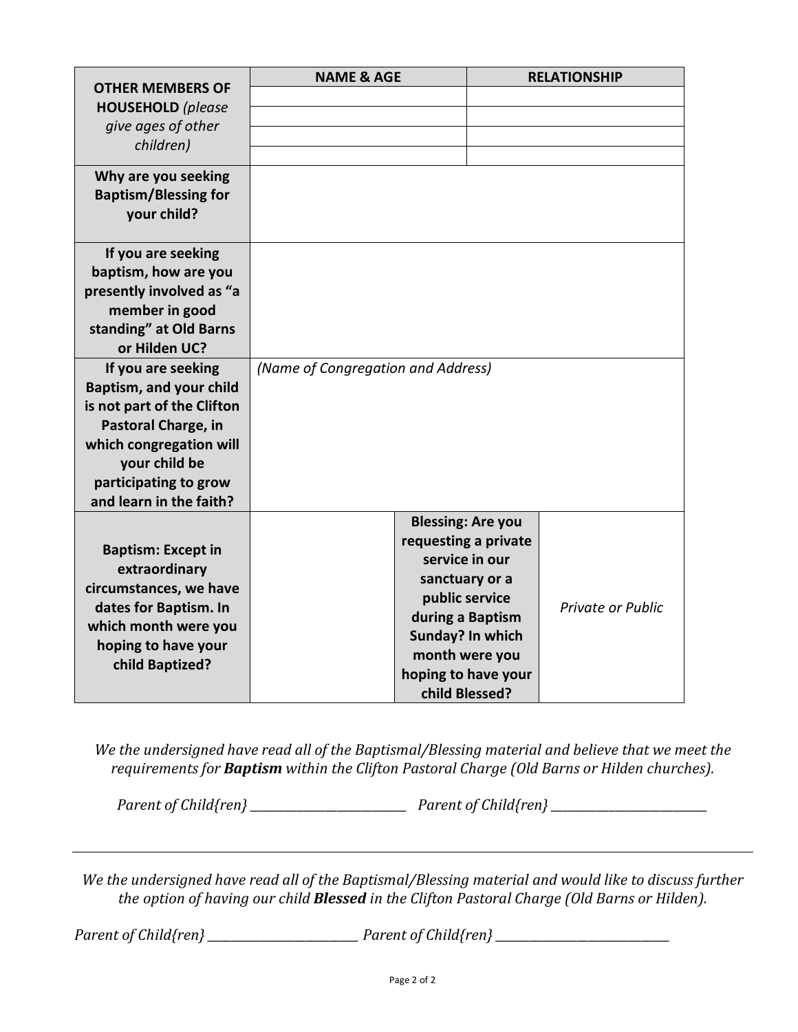| | NAME & AGE | | RELATIONSHIP |
|---|---|---|---|
| **OTHER MEMBERS OF HOUSEHOLD** *(please give ages of other children)* | | | |
| | | | |
| | | | |
| | | | |
| **Why are you seeking Baptism/Blessing for your child?** | | | |
| **If you are seeking baptism, how are you presently involved as "a member in good standing" at Old Barns or Hilden UC?** | | | |
| **If you are seeking Baptism, and your child is not part of the Clifton Pastoral Charge, in which congregation will your child be participating to grow and learn in the faith?** | *(Name of Congregation and Address)* | | |
| **Baptism: Except in extraordinary circumstances, we have dates for Baptism. In which month were you hoping to have your child Baptized?** | | **Blessing: Are you requesting a private service in our sanctuary or a public service during a Baptism Sunday? In which month were you hoping to have your child Blessed?** | *Private or Public* |

*We the undersigned have read all of the Baptismal/Blessing material and believe that we meet the requirements for **Baptism** within the Clifton Pastoral Charge (Old Barns or Hilden churches).*

*Parent of Child{ren}* _________________________ *Parent of Child{ren}* _________________________

---

*We the undersigned have read all of the Baptismal/Blessing material and would like to discuss further the option of having our child **Blessed** in the Clifton Pastoral Charge (Old Barns or Hilden).*

*Parent of Child{ren}* _________________________ *Parent of Child{ren}* ____________________________